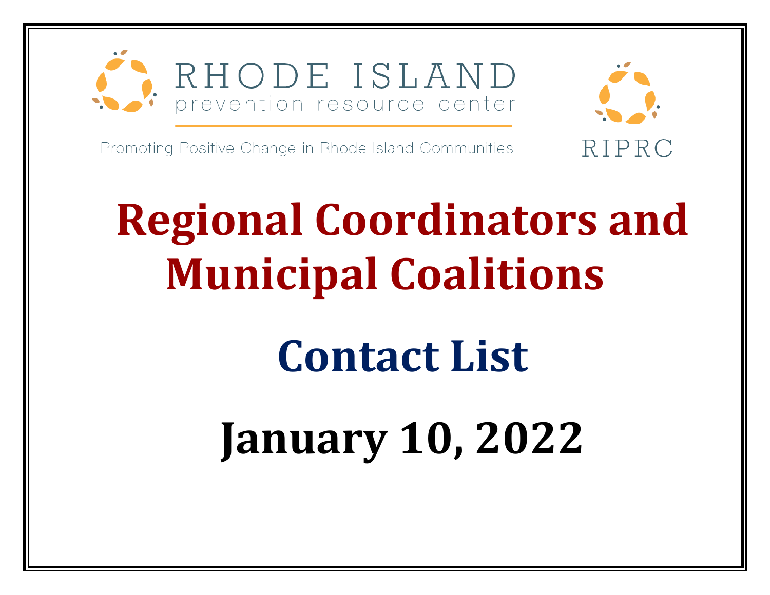RHODE ISLAND
prevention resource center

Promoting Positive Change in Rhode Island Communities

RIPRC

# Regional Coordinators and Municipal Coalitions

# Contact List

# January 10, 2022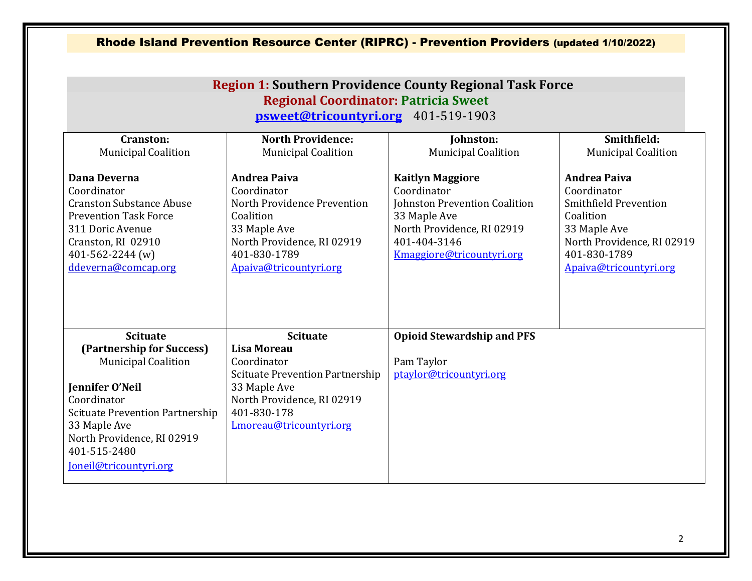**Rhode Island Prevention Resource Center (RIPRC) - Prevention Providers (updated 1/10/2022)**

## Region 1: Southern Providence County Regional Task Force

### Regional Coordinator: Patricia Sweet

psweet@tricountyri.org 401-519-1903

| **Cranston:** Municipal Coalition | **North Providence:** Municipal Coalition | **Johnston:** Municipal Coalition | **Smithfield:** Municipal Coalition |
|---|---|---|---|
| **Dana Deverna**<br>Coordinator<br>Cranston Substance Abuse Prevention Task Force<br>311 Doric Avenue<br>Cranston, RI 02910<br>401-562-2244 (w)<br>ddeverna@comcap.org | **Andrea Paiva**<br>Coordinator<br>North Providence Prevention Coalition<br>33 Maple Ave<br>North Providence, RI 02919<br>401-830-1789<br>Apaiva@tricountyri.org | **Kaitlyn Maggiore**<br>Coordinator<br>Johnston Prevention Coalition<br>33 Maple Ave<br>North Providence, RI 02919<br>401-404-3146<br>Kmaggiore@tricountyri.org | **Andrea Paiva**<br>Coordinator<br>Smithfield Prevention Coalition<br>33 Maple Ave<br>North Providence, RI 02919<br>401-830-1789<br>Apaiva@tricountyri.org |
| **Scituate (Partnership for Success)** Municipal Coalition<br><br>**Jennifer O'Neil**<br>Coordinator<br>Scituate Prevention Partnership<br>33 Maple Ave<br>North Providence, RI 02919<br>401-515-2480<br>Joneil@tricountyri.org | **Scituate**<br>**Lisa Moreau**<br>Coordinator<br>Scituate Prevention Partnership<br>33 Maple Ave<br>North Providence, RI 02919<br>401-830-178<br>Lmoreau@tricountyri.org | **Opioid Stewardship and PFS**<br><br>Pam Taylor<br>ptaylor@tricountyri.org | |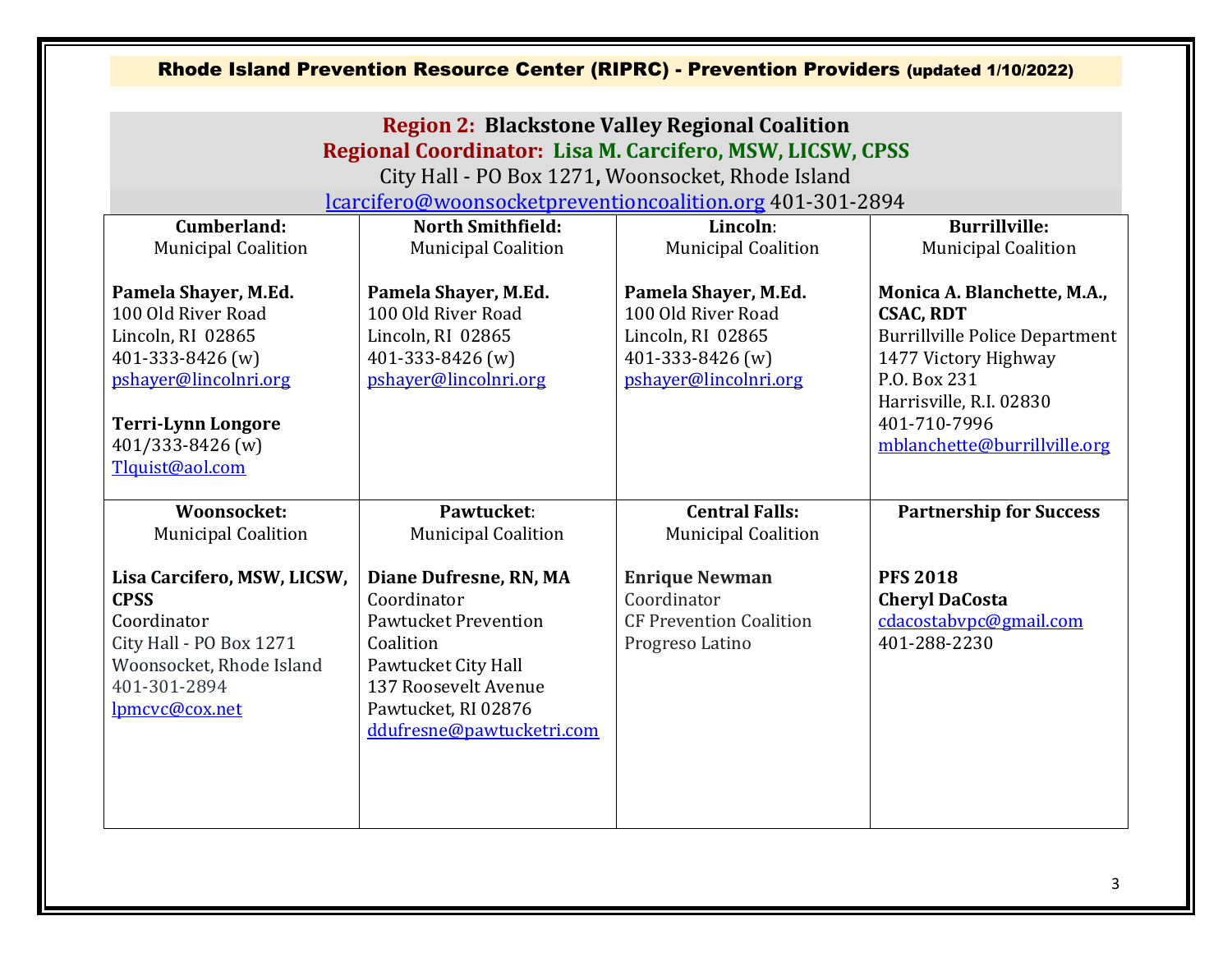# Rhode Island Prevention Resource Center (RIPRC) - Prevention Providers (updated 1/10/2022)

## Region 2: Blackstone Valley Regional Coalition

**Regional Coordinator: Lisa M. Carcifero, MSW, LICSW, CPSS**
City Hall - PO Box 1271, Woonsocket, Rhode Island
lcarcifero@woonsocketpreventioncoalition.org 401-301-2894

| **Cumberland:** Municipal Coalition | **North Smithfield:** Municipal Coalition | **Lincoln:** Municipal Coalition | **Burrillville:** Municipal Coalition |
|---|---|---|---|
| **Pamela Shayer, M.Ed.**<br>100 Old River Road<br>Lincoln, RI 02865<br>401-333-8426 (w)<br>pshayer@lincolnri.org<br><br>**Terri-Lynn Longore**<br>401/333-8426 (w)<br>Tlquist@aol.com | **Pamela Shayer, M.Ed.**<br>100 Old River Road<br>Lincoln, RI 02865<br>401-333-8426 (w)<br>pshayer@lincolnri.org | **Pamela Shayer, M.Ed.**<br>100 Old River Road<br>Lincoln, RI 02865<br>401-333-8426 (w)<br>pshayer@lincolnri.org | **Monica A. Blanchette, M.A., CSAC, RDT**<br>Burrillville Police Department<br>1477 Victory Highway<br>P.O. Box 231<br>Harrisville, R.I. 02830<br>401-710-7996<br>mblanchette@burrillville.org |
| **Woonsocket:** Municipal Coalition | **Pawtucket:** Municipal Coalition | **Central Falls:** Municipal Coalition | **Partnership for Success** |
| **Lisa Carcifero, MSW, LICSW, CPSS**<br>Coordinator<br>City Hall - PO Box 1271<br>Woonsocket, Rhode Island<br>401-301-2894<br>lpmcvc@cox.net | **Diane Dufresne, RN, MA**<br>Coordinator<br>Pawtucket Prevention Coalition<br>Pawtucket City Hall<br>137 Roosevelt Avenue<br>Pawtucket, RI 02876<br>ddufresne@pawtucketri.com | **Enrique Newman**<br>Coordinator<br>CF Prevention Coalition<br>Progreso Latino | **PFS 2018**<br>**Cheryl DaCosta**<br>cdacostabvpc@gmail.com<br>401-288-2230 |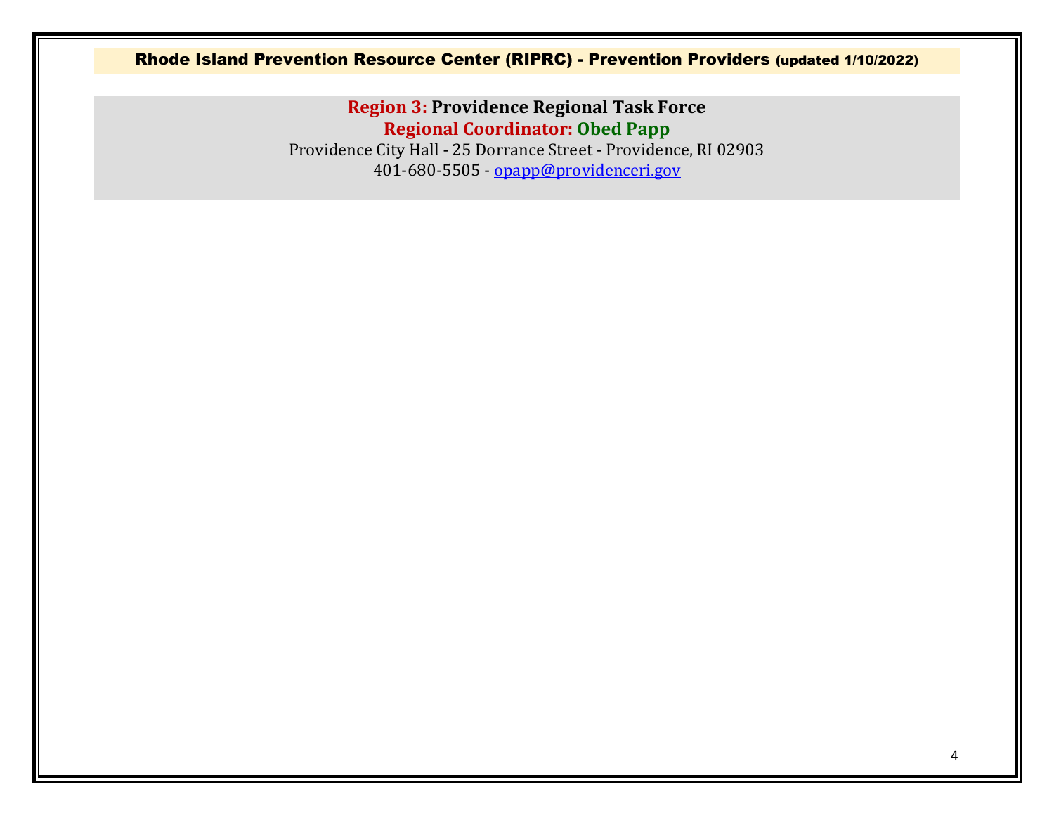Rhode Island Prevention Resource Center (RIPRC) - Prevention Providers (updated 1/10/2022)

## Region 3: Providence Regional Task Force

**Regional Coordinator: Obed Papp**

Providence City Hall - 25 Dorrance Street - Providence, RI 02903

401-680-5505 - opapp@providenceri.gov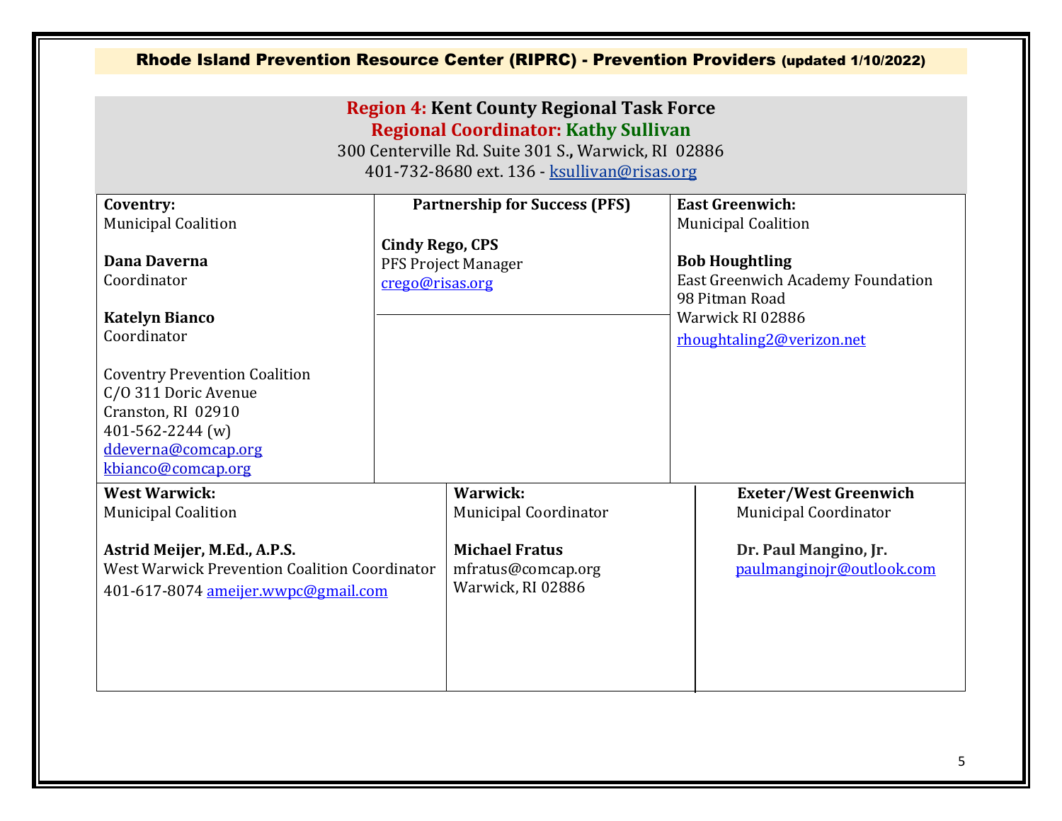# Rhode Island Prevention Resource Center (RIPRC) - Prevention Providers (updated 1/10/2022)

## Region 4: Kent County Regional Task Force

### Regional Coordinator: Kathy Sullivan

300 Centerville Rd. Suite 301 S., Warwick, RI 02886
401-732-8680 ext. 136 - ksullivan@risas.org

**Coventry:**
Municipal Coalition

**Dana Daverna**
Coordinator

**Katelyn Bianco**
Coordinator

Coventry Prevention Coalition
C/O 311 Doric Avenue
Cranston, RI 02910
401-562-2244 (w)
ddeverna@comcap.org
kbianco@comcap.org

**Partnership for Success (PFS)**

**Cindy Rego, CPS**
PFS Project Manager
crego@risas.org

**East Greenwich:**
Municipal Coalition

**Bob Houghtling**
East Greenwich Academy Foundation
98 Pitman Road
Warwick RI 02886
rhoughtaling2@verizon.net

**West Warwick:**
Municipal Coalition

**Astrid Meijer, M.Ed., A.P.S.**
West Warwick Prevention Coalition Coordinator
401-617-8074 ameijer.wwpc@gmail.com

**Warwick:**
Municipal Coordinator

**Michael Fratus**
mfratus@comcap.org
Warwick, RI 02886

**Exeter/West Greenwich**
Municipal Coordinator

**Dr. Paul Mangino, Jr.**
paulmanginojr@outlook.com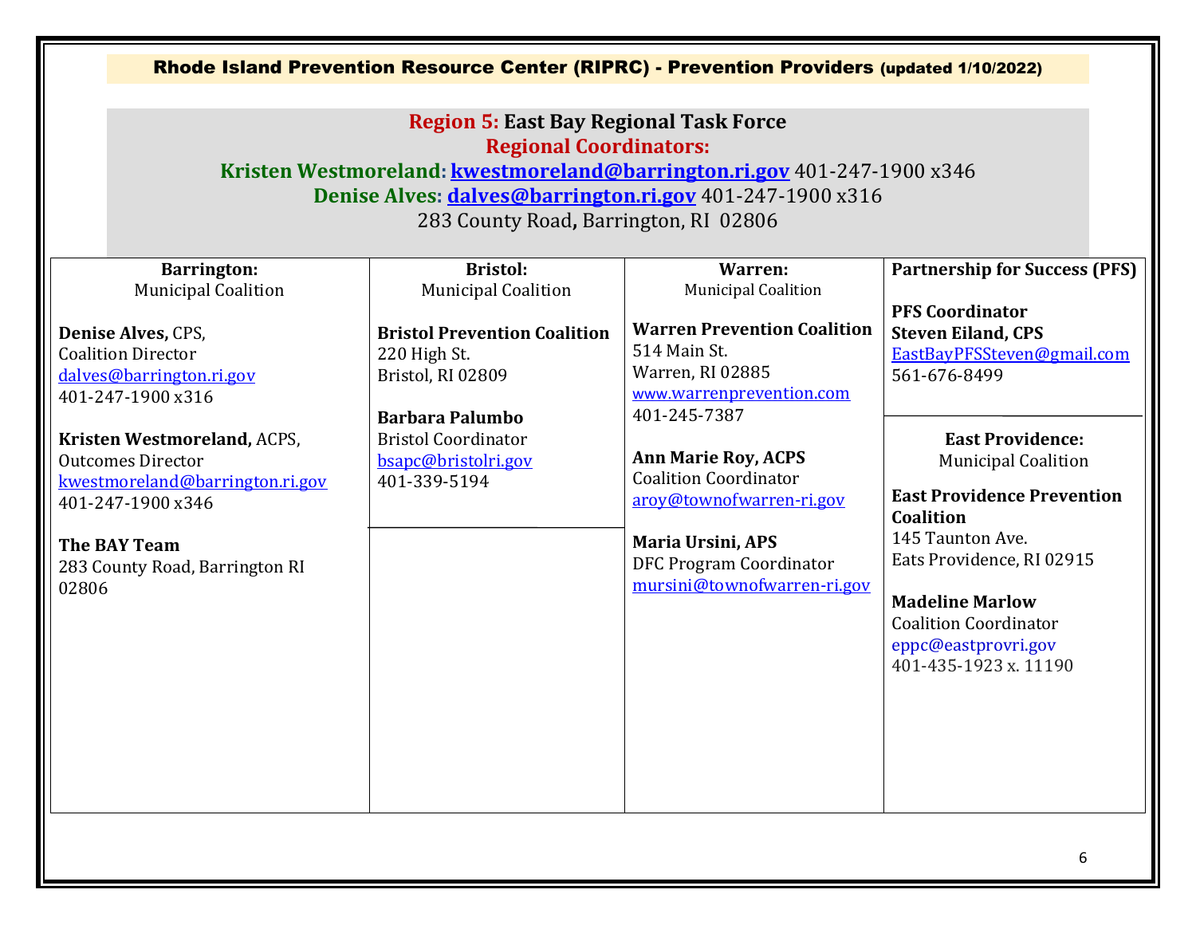## Rhode Island Prevention Resource Center (RIPRC) - Prevention Providers (updated 1/10/2022)

### Region 5: East Bay Regional Task Force

**Regional Coordinators:**

**Kristen Westmoreland: kwestmoreland@barrington.ri.gov** 401-247-1900 x346
**Denise Alves: dalves@barrington.ri.gov** 401-247-1900 x316
283 County Road, Barrington, RI 02806

| Barrington: Municipal Coalition | Bristol: Municipal Coalition | Warren: Municipal Coalition | Partnership for Success (PFS) |
|---|---|---|---|
| **Denise Alves,** CPS, Coalition Director dalves@barrington.ri.gov 401-247-1900 x316<br><br>**Kristen Westmoreland,** ACPS, Outcomes Director kwestmoreland@barrington.ri.gov 401-247-1900 x346<br><br>**The BAY Team** 283 County Road, Barrington RI 02806 | **Bristol Prevention Coalition** 220 High St. Bristol, RI 02809<br><br>**Barbara Palumbo** Bristol Coordinator bsapc@bristolri.gov 401-339-5194 | **Warren Prevention Coalition** 514 Main St. Warren, RI 02885 www.warrenprevention.com 401-245-7387<br><br>**Ann Marie Roy, ACPS** Coalition Coordinator aroy@townofwarren-ri.gov<br><br>**Maria Ursini, APS** DFC Program Coordinator mursini@townofwarren-ri.gov | **PFS Coordinator** **Steven Eiland, CPS** EastBayPFSSteven@gmail.com 561-676-8499<br><br>**East Providence:** Municipal Coalition<br><br>**East Providence Prevention Coalition** 145 Taunton Ave. Eats Providence, RI 02915<br><br>**Madeline Marlow** Coalition Coordinator eppc@eastprovri.gov 401-435-1923 x. 11190 |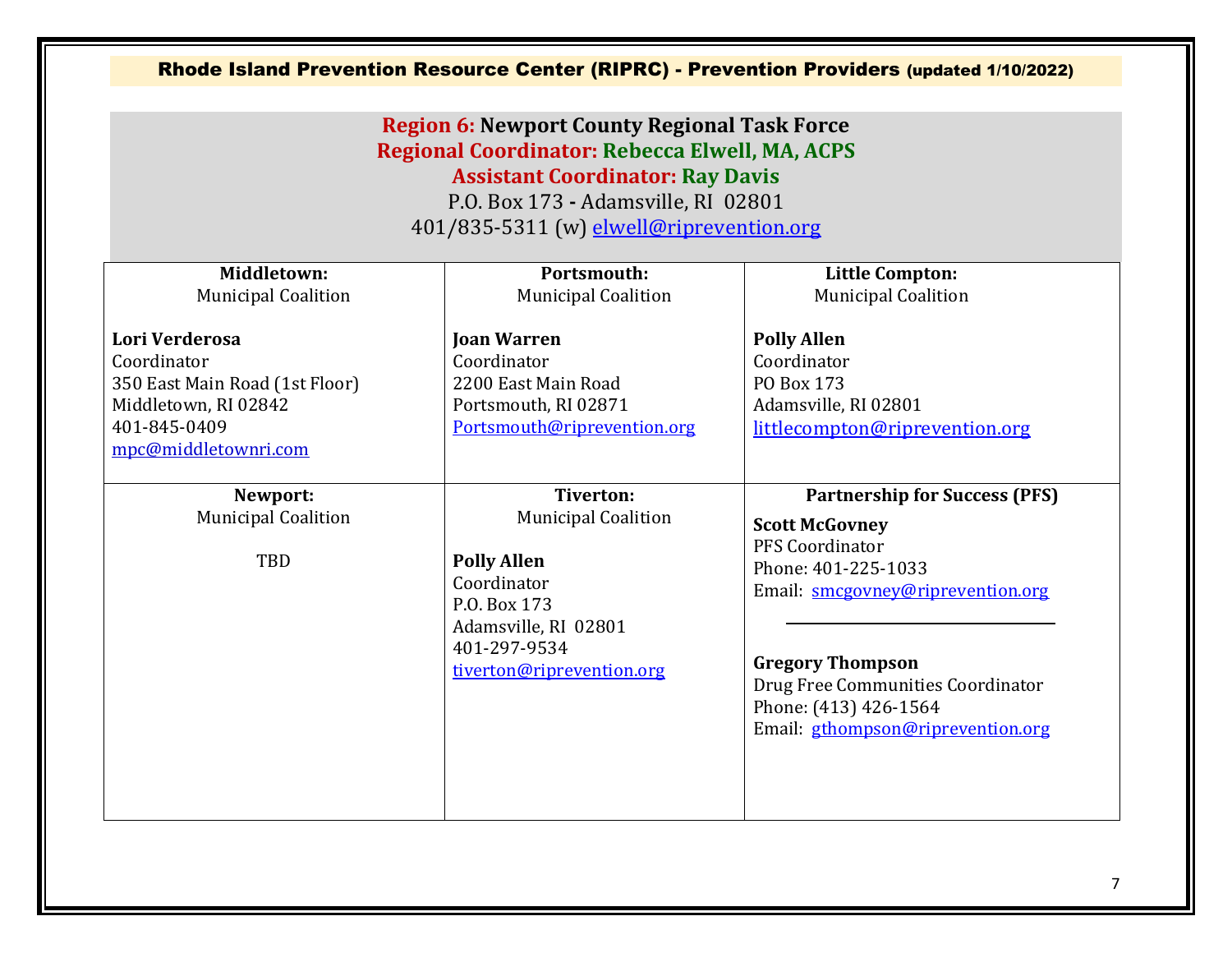**Rhode Island Prevention Resource Center (RIPRC) - Prevention Providers** (updated 1/10/2022)

## Region 6: Newport County Regional Task Force

**Regional Coordinator: Rebecca Elwell, MA, ACPS**

**Assistant Coordinator: Ray Davis**

P.O. Box 173 - Adamsville, RI 02801

401/835-5311 (w) elwell@riprevention.org

| **Middletown:**<br>Municipal Coalition | **Portsmouth:**<br>Municipal Coalition | **Little Compton:**<br>Municipal Coalition |
|---|---|---|
| **Lori Verderosa**<br>Coordinator<br>350 East Main Road (1st Floor)<br>Middletown, RI 02842<br>401-845-0409<br>mpc@middletownri.com | **Joan Warren**<br>Coordinator<br>2200 East Main Road<br>Portsmouth, RI 02871<br>Portsmouth@riprevention.org | **Polly Allen**<br>Coordinator<br>PO Box 173<br>Adamsville, RI 02801<br>littlecompton@riprevention.org |
| **Newport:**<br>Municipal Coalition<br><br>TBD | **Tiverton:**<br>Municipal Coalition<br><br>**Polly Allen**<br>Coordinator<br>P.O. Box 173<br>Adamsville, RI 02801<br>401-297-9534<br>tiverton@riprevention.org | **Partnership for Success (PFS)**<br>**Scott McGovney**<br>PFS Coordinator<br>Phone: 401-225-1033<br>Email: smcgovney@riprevention.org<br><br>**Gregory Thompson**<br>Drug Free Communities Coordinator<br>Phone: (413) 426-1564<br>Email: gthompson@riprevention.org |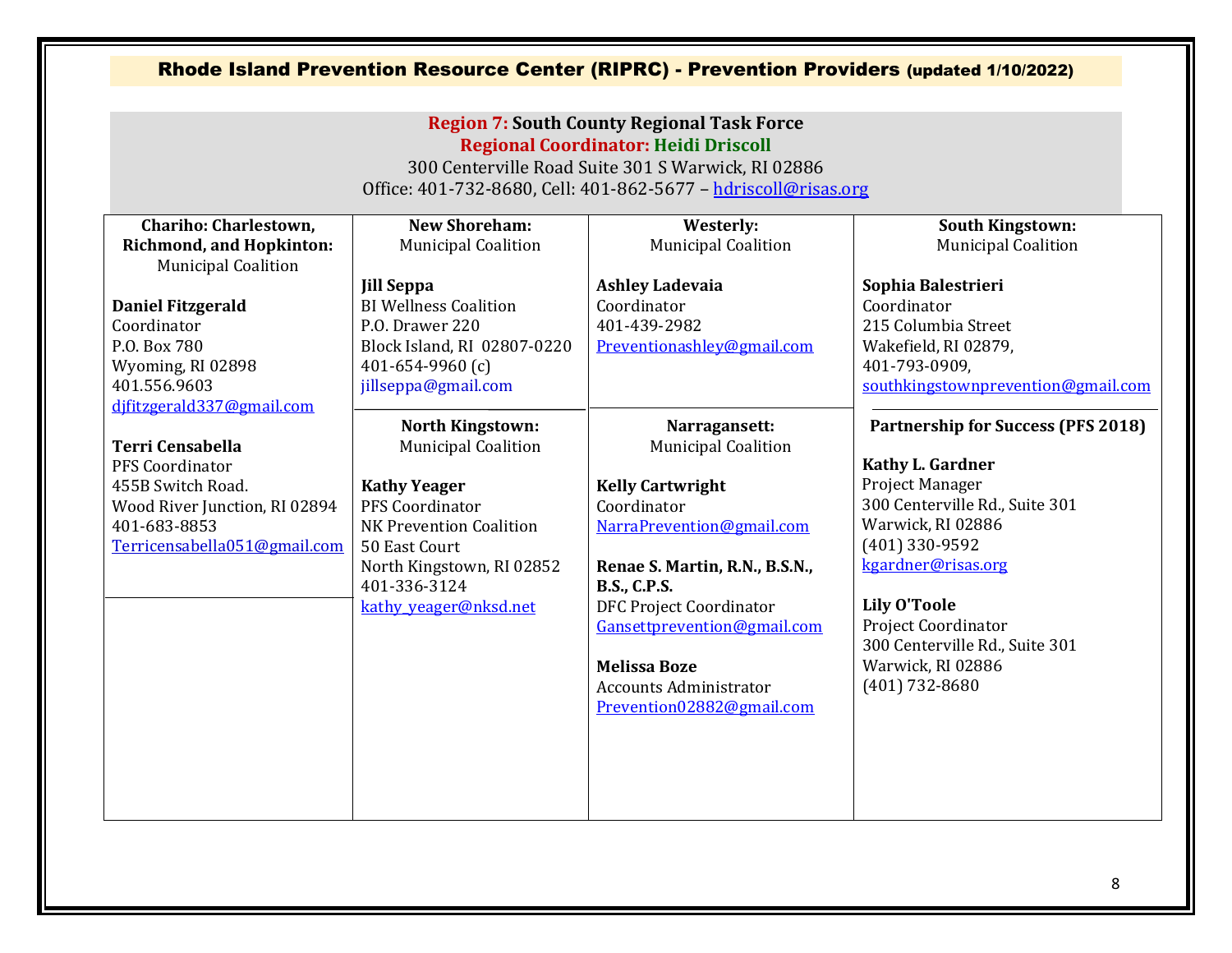# Rhode Island Prevention Resource Center (RIPRC) - Prevention Providers (updated 1/10/2022)

## Region 7: South County Regional Task Force

**Regional Coordinator: Heidi Driscoll**
300 Centerville Road Suite 301 S Warwick, RI 02886
Office: 401-732-8680, Cell: 401-862-5677 – hdriscoll@risas.org

### Chariho: Charlestown, Richmond, and Hopkinton:
Municipal Coalition

**Daniel Fitzgerald**
Coordinator
P.O. Box 780
Wyoming, RI 02898
401.556.9603
djfitzgerald337@gmail.com

**Terri Censabella**
PFS Coordinator
455B Switch Road.
Wood River Junction, RI 02894
401-683-8853
Terricensabella051@gmail.com

### New Shoreham:
Municipal Coalition

**Jill Seppa**
BI Wellness Coalition
P.O. Drawer 220
Block Island, RI 02807-0220
401-654-9960 (c)
jillseppa@gmail.com

### North Kingstown:
Municipal Coalition

**Kathy Yeager**
PFS Coordinator
NK Prevention Coalition
50 East Court
North Kingstown, RI 02852
401-336-3124
kathy_yeager@nksd.net

### Westerly:
Municipal Coalition

**Ashley Ladevaia**
Coordinator
401-439-2982
Preventionashley@gmail.com

### Narragansett:
Municipal Coalition

**Kelly Cartwright**
Coordinator
NarraPrevention@gmail.com

**Renae S. Martin, R.N., B.S.N., B.S., C.P.S.**
DFC Project Coordinator
Gansettprevention@gmail.com

**Melissa Boze**
Accounts Administrator
Prevention02882@gmail.com

### South Kingstown:
Municipal Coalition

**Sophia Balestrieri**
Coordinator
215 Columbia Street
Wakefield, RI 02879,
401-793-0909,
southkingstownprevention@gmail.com

### Partnership for Success (PFS 2018)

**Kathy L. Gardner**
Project Manager
300 Centerville Rd., Suite 301
Warwick, RI 02886
(401) 330-9592
kgardner@risas.org

**Lily O'Toole**
Project Coordinator
300 Centerville Rd., Suite 301
Warwick, RI 02886
(401) 732-8680